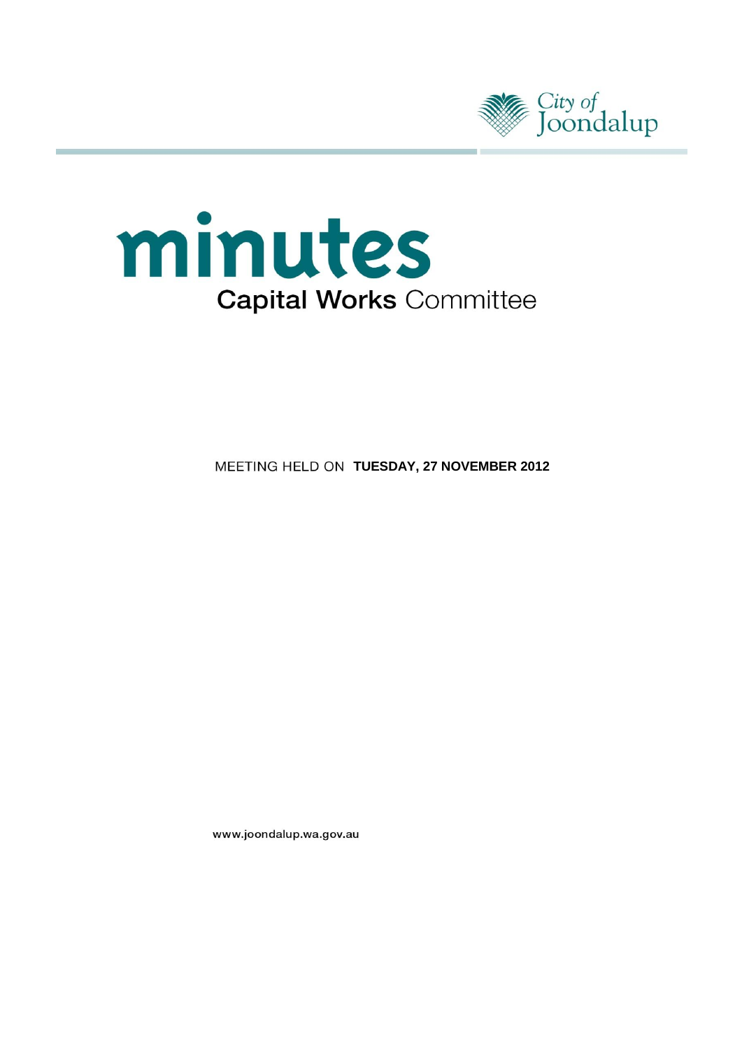City of Joondalup

# minutes

## Capital Works Committee

MEETING HELD ON **TUESDAY, 27 NOVEMBER 2012**

www.joondalup.wa.gov.au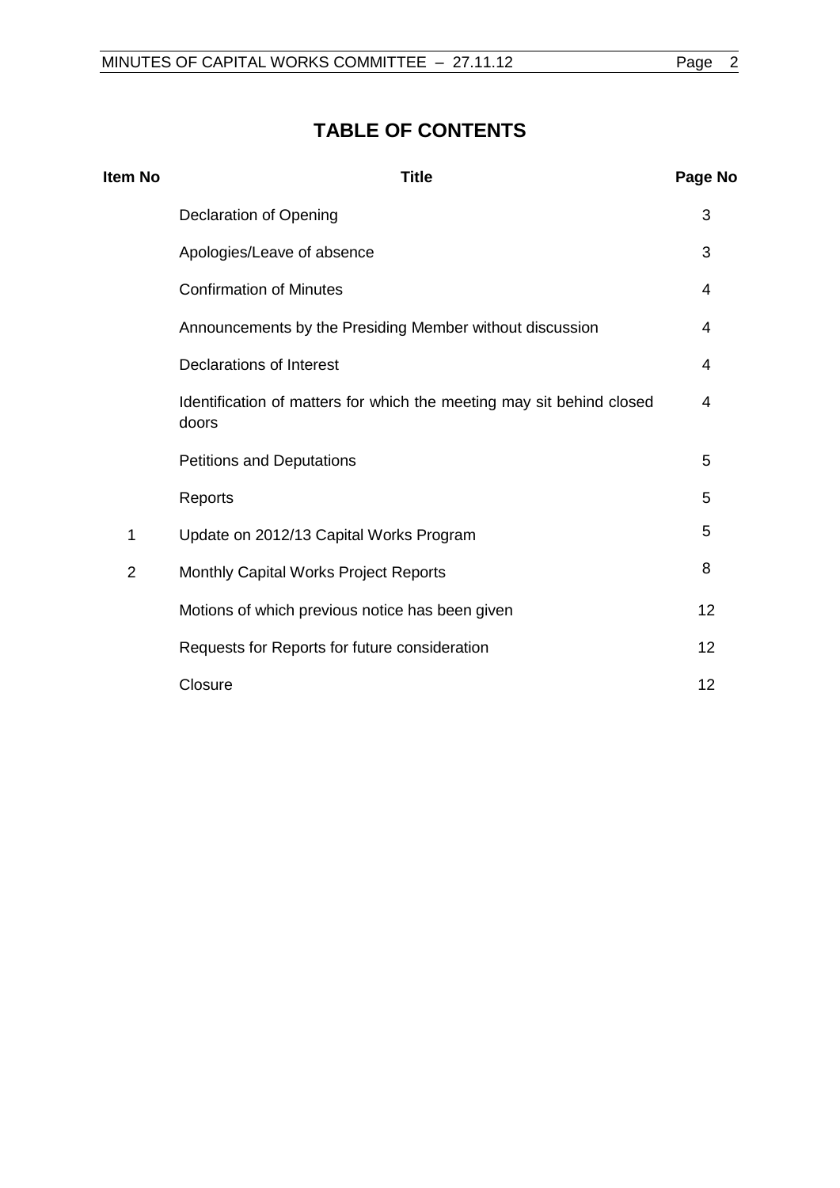# TABLE OF CONTENTS

| Item No | Title | Page No |
|---|---|---|
| | Declaration of Opening | 3 |
| | Apologies/Leave of absence | 3 |
| | Confirmation of Minutes | 4 |
| | Announcements by the Presiding Member without discussion | 4 |
| | Declarations of Interest | 4 |
| | Identification of matters for which the meeting may sit behind closed doors | 4 |
| | Petitions and Deputations | 5 |
| | Reports | 5 |
| 1 | Update on 2012/13 Capital Works Program | 5 |
| 2 | Monthly Capital Works Project Reports | 8 |
| | Motions of which previous notice has been given | 12 |
| | Requests for Reports for future consideration | 12 |
| | Closure | 12 |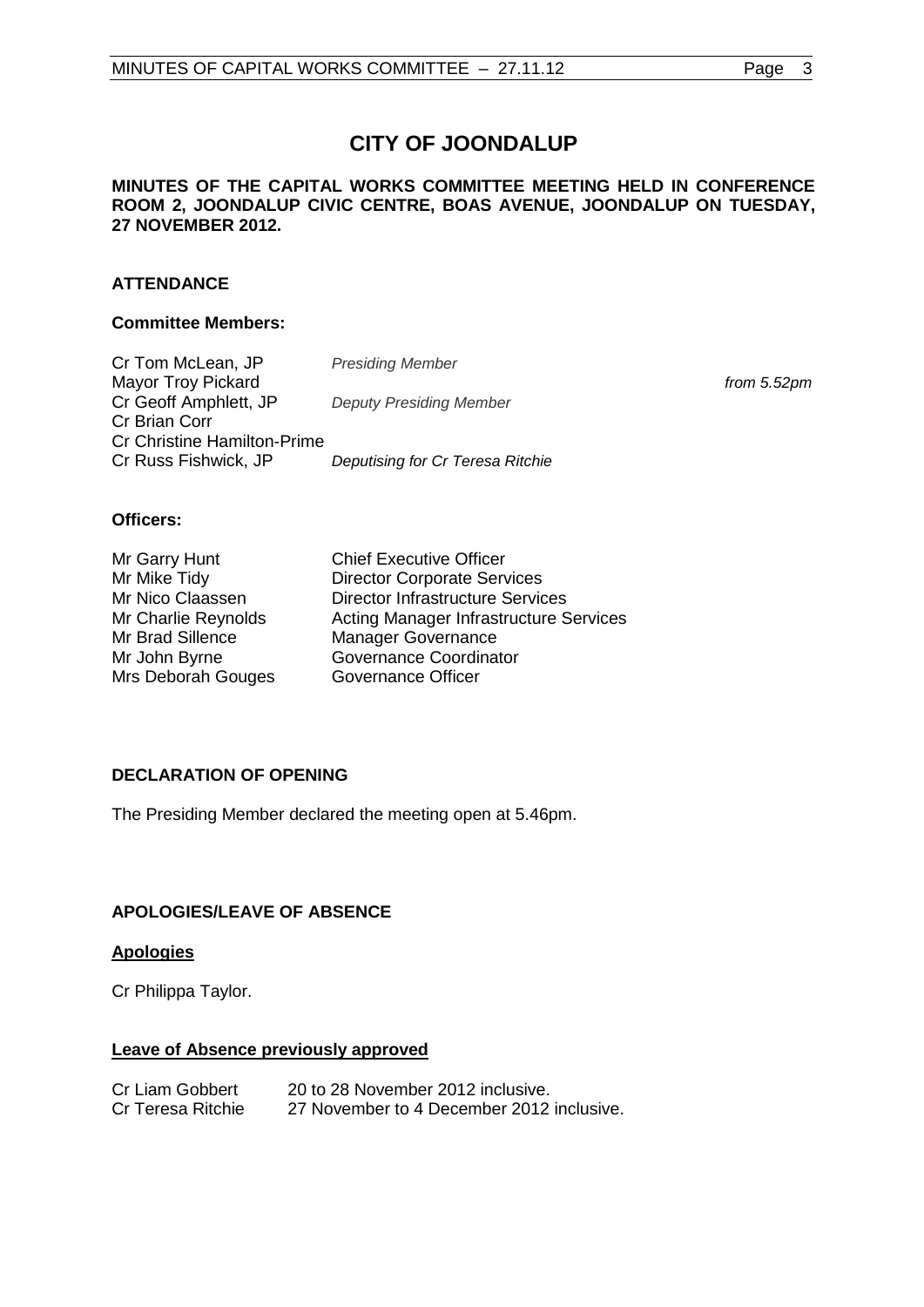# CITY OF JOONDALUP

**MINUTES OF THE CAPITAL WORKS COMMITTEE MEETING HELD IN CONFERENCE ROOM 2, JOONDALUP CIVIC CENTRE, BOAS AVENUE, JOONDALUP ON TUESDAY, 27 NOVEMBER 2012.**

## ATTENDANCE

### Committee Members:

| | | |
|---|---|---|
| Cr Tom McLean, JP | *Presiding Member* | |
| Mayor Troy Pickard | | *from 5.52pm* |
| Cr Geoff Amphlett, JP | *Deputy Presiding Member* | |
| Cr Brian Corr | | |
| Cr Christine Hamilton-Prime | | |
| Cr Russ Fishwick, JP | *Deputising for Cr Teresa Ritchie* | |

### Officers:

| | |
|---|---|
| Mr Garry Hunt | Chief Executive Officer |
| Mr Mike Tidy | Director Corporate Services |
| Mr Nico Claassen | Director Infrastructure Services |
| Mr Charlie Reynolds | Acting Manager Infrastructure Services |
| Mr Brad Sillence | Manager Governance |
| Mr John Byrne | Governance Coordinator |
| Mrs Deborah Gouges | Governance Officer |

## DECLARATION OF OPENING

The Presiding Member declared the meeting open at 5.46pm.

## APOLOGIES/LEAVE OF ABSENCE

**Apologies**

Cr Philippa Taylor.

**Leave of Absence previously approved**

| | |
|---|---|
| Cr Liam Gobbert | 20 to 28 November 2012 inclusive. |
| Cr Teresa Ritchie | 27 November to 4 December 2012 inclusive. |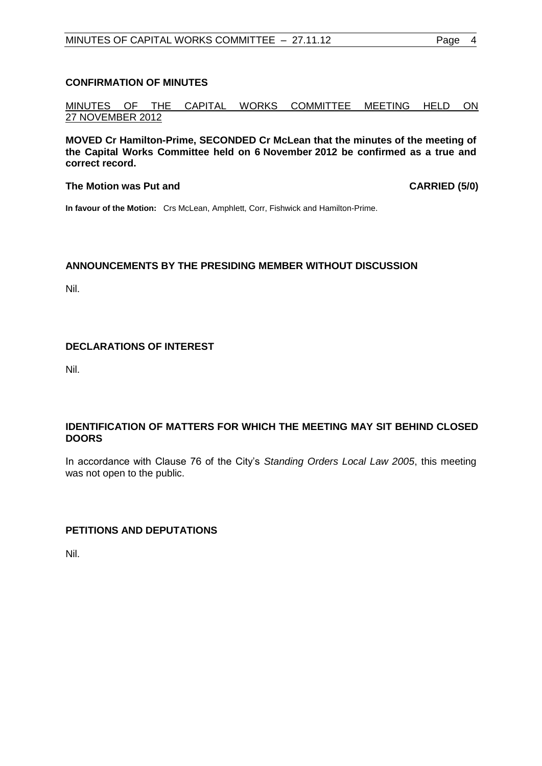## CONFIRMATION OF MINUTES

MINUTES OF THE CAPITAL WORKS COMMITTEE MEETING HELD ON 27 NOVEMBER 2012

**MOVED Cr Hamilton-Prime, SECONDED Cr McLean that the minutes of the meeting of the Capital Works Committee held on 6 November 2012 be confirmed as a true and correct record.**

**The Motion was Put and CARRIED (5/0)**

**In favour of the Motion:** Crs McLean, Amphlett, Corr, Fishwick and Hamilton-Prime.

## ANNOUNCEMENTS BY THE PRESIDING MEMBER WITHOUT DISCUSSION

Nil.

## DECLARATIONS OF INTEREST

Nil.

## IDENTIFICATION OF MATTERS FOR WHICH THE MEETING MAY SIT BEHIND CLOSED DOORS

In accordance with Clause 76 of the City's *Standing Orders Local Law 2005*, this meeting was not open to the public.

## PETITIONS AND DEPUTATIONS

Nil.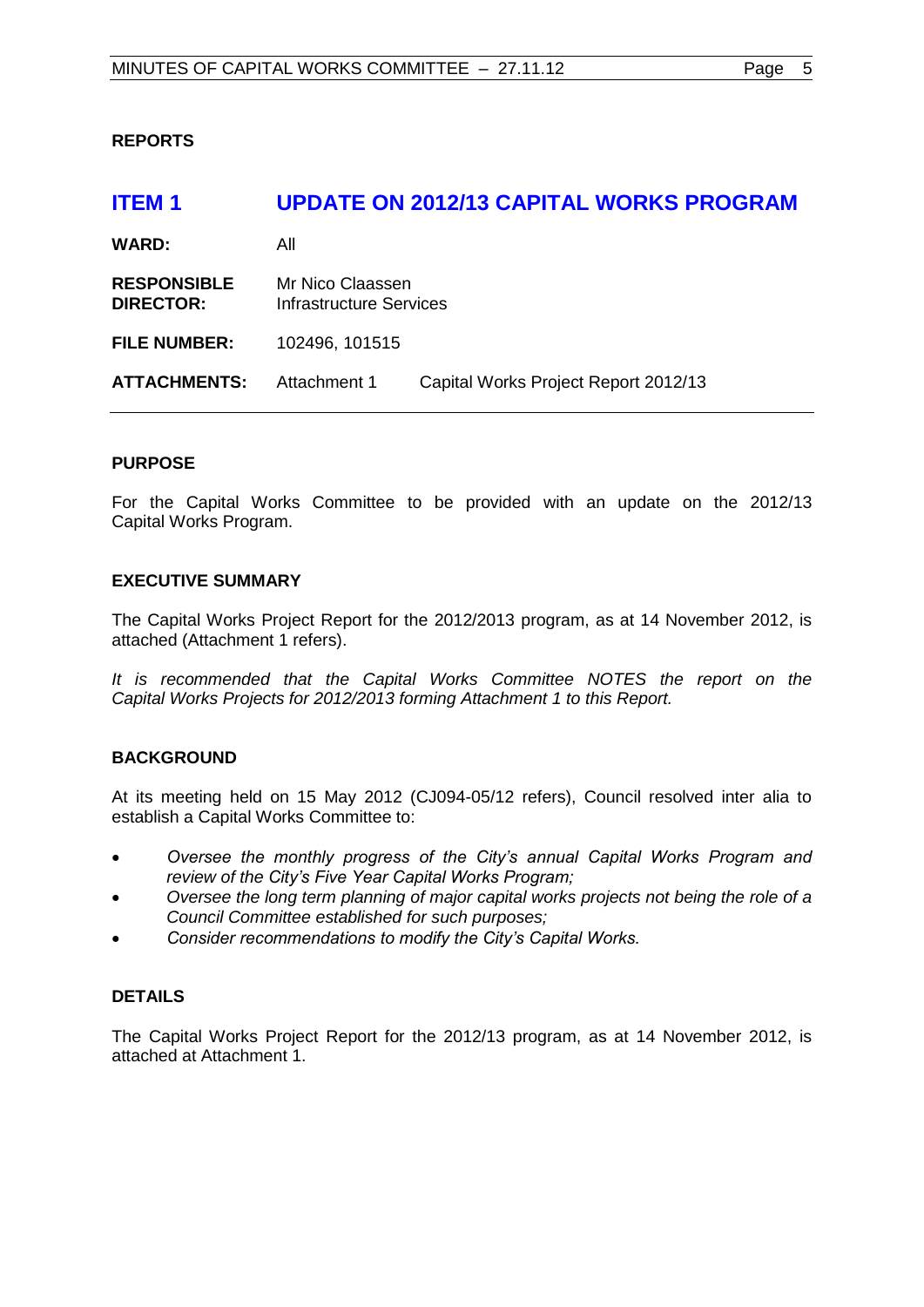## REPORTS

## ITEM 1 UPDATE ON 2012/13 CAPITAL WORKS PROGRAM

| | | |
|---|---|---|
| **WARD:** | All | |
| **RESPONSIBLE DIRECTOR:** | Mr Nico Claassen<br>Infrastructure Services | |
| **FILE NUMBER:** | 102496, 101515 | |
| **ATTACHMENTS:** | Attachment 1 | Capital Works Project Report 2012/13 |

### PURPOSE

For the Capital Works Committee to be provided with an update on the 2012/13 Capital Works Program.

### EXECUTIVE SUMMARY

The Capital Works Project Report for the 2012/2013 program, as at 14 November 2012, is attached (Attachment 1 refers).

*It is recommended that the Capital Works Committee NOTES the report on the Capital Works Projects for 2012/2013 forming Attachment 1 to this Report.*

### BACKGROUND

At its meeting held on 15 May 2012 (CJ094-05/12 refers), Council resolved inter alia to establish a Capital Works Committee to:

- *Oversee the monthly progress of the City's annual Capital Works Program and review of the City's Five Year Capital Works Program;*
- *Oversee the long term planning of major capital works projects not being the role of a Council Committee established for such purposes;*
- *Consider recommendations to modify the City's Capital Works.*

### DETAILS

The Capital Works Project Report for the 2012/13 program, as at 14 November 2012, is attached at Attachment 1.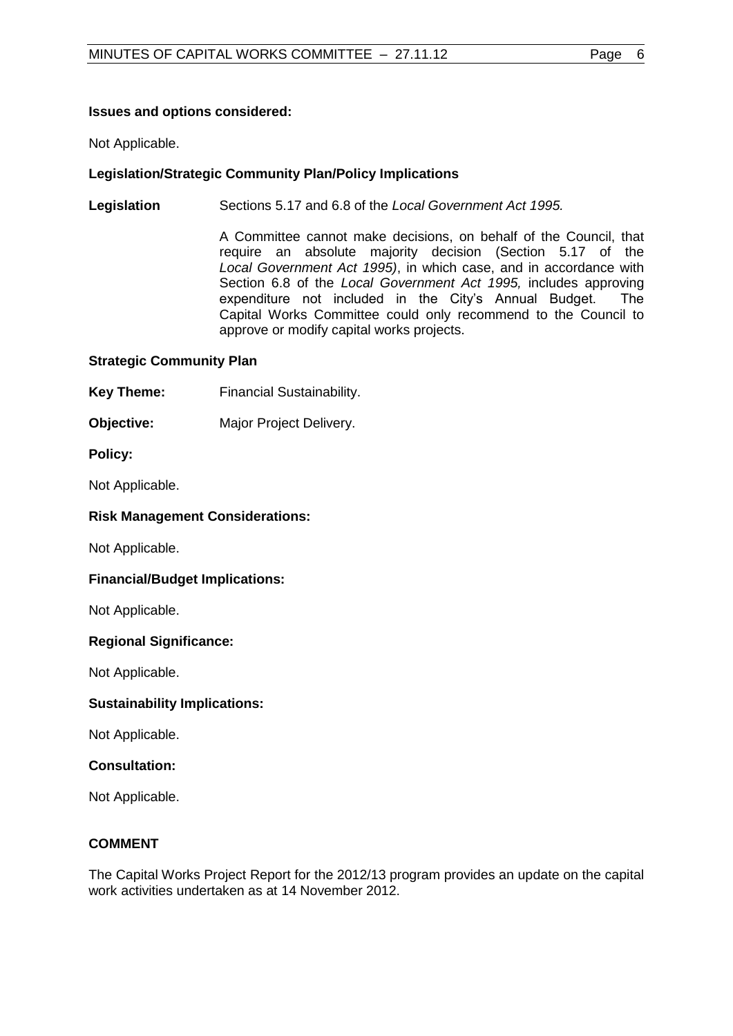**Issues and options considered:**

Not Applicable.

**Legislation/Strategic Community Plan/Policy Implications**

**Legislation** Sections 5.17 and 6.8 of the *Local Government Act 1995.*

A Committee cannot make decisions, on behalf of the Council, that require an absolute majority decision (Section 5.17 of the *Local Government Act 1995)*, in which case, and in accordance with Section 6.8 of the *Local Government Act 1995,* includes approving expenditure not included in the City's Annual Budget. The Capital Works Committee could only recommend to the Council to approve or modify capital works projects.

**Strategic Community Plan**

**Key Theme:** Financial Sustainability.

**Objective:** Major Project Delivery.

**Policy:**

Not Applicable.

**Risk Management Considerations:**

Not Applicable.

**Financial/Budget Implications:**

Not Applicable.

**Regional Significance:**

Not Applicable.

**Sustainability Implications:**

Not Applicable.

**Consultation:**

Not Applicable.

**COMMENT**

The Capital Works Project Report for the 2012/13 program provides an update on the capital work activities undertaken as at 14 November 2012.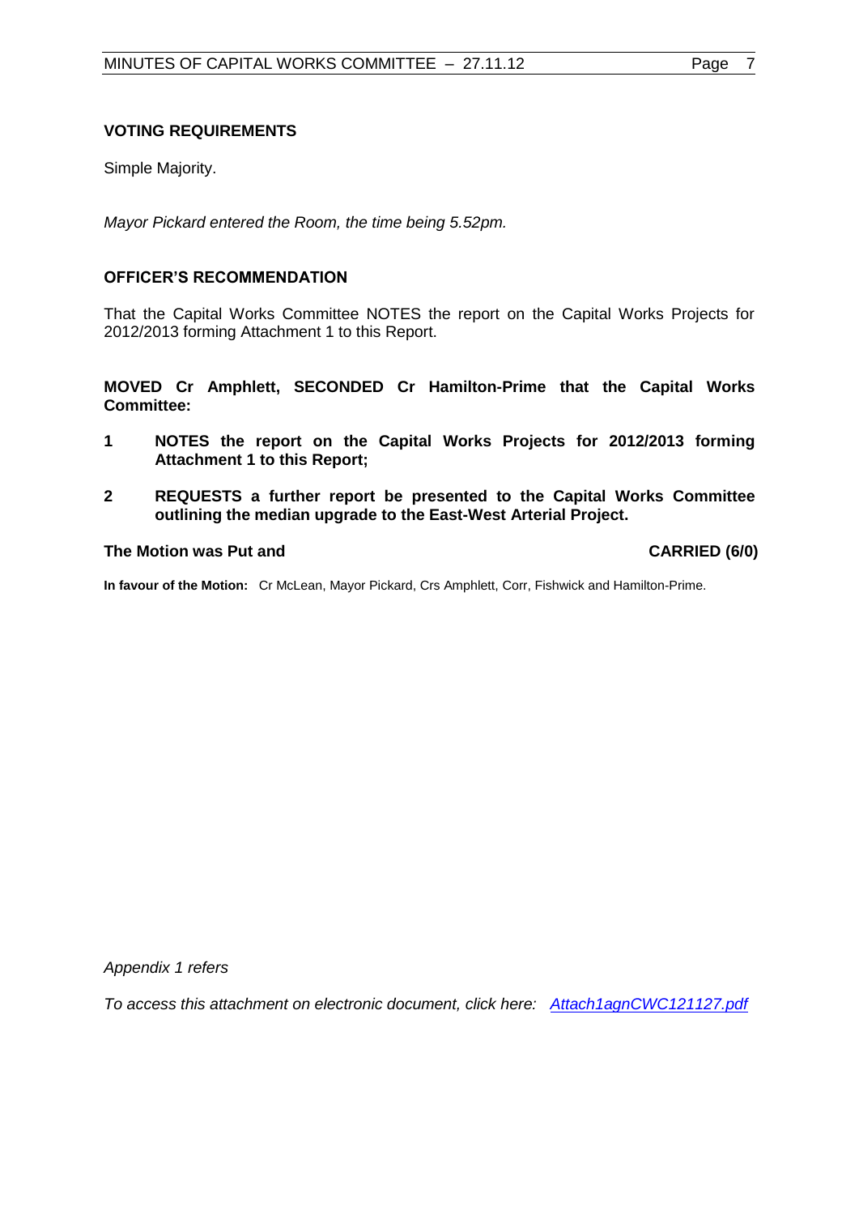### VOTING REQUIREMENTS

Simple Majority.

*Mayor Pickard entered the Room, the time being 5.52pm.*

### OFFICER'S RECOMMENDATION

That the Capital Works Committee NOTES the report on the Capital Works Projects for 2012/2013 forming Attachment 1 to this Report.

**MOVED Cr Amphlett, SECONDED Cr Hamilton-Prime that the Capital Works Committee:**

1. **NOTES the report on the Capital Works Projects for 2012/2013 forming Attachment 1 to this Report;**
2. **REQUESTS a further report be presented to the Capital Works Committee outlining the median upgrade to the East-West Arterial Project.**

**The Motion was Put and** **CARRIED (6/0)**

**In favour of the Motion:** Cr McLean, Mayor Pickard, Crs Amphlett, Corr, Fishwick and Hamilton-Prime.

*Appendix 1 refers*

*To access this attachment on electronic document, click here: Attach1agnCWC121127.pdf*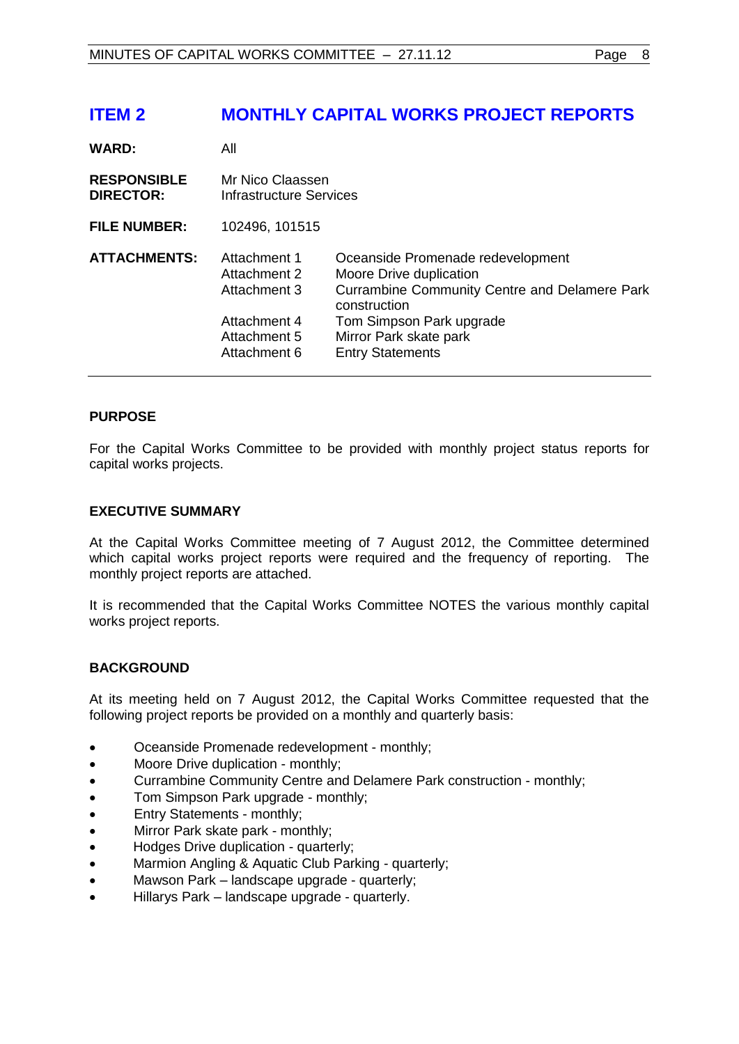## ITEM 2 MONTHLY CAPITAL WORKS PROJECT REPORTS

**WARD:** All

**RESPONSIBLE DIRECTOR:** Mr Nico Claassen
Infrastructure Services

**FILE NUMBER:** 102496, 101515

**ATTACHMENTS:**

| | |
|---|---|
| Attachment 1 | Oceanside Promenade redevelopment |
| Attachment 2 | Moore Drive duplication |
| Attachment 3 | Currambine Community Centre and Delamere Park construction |
| Attachment 4 | Tom Simpson Park upgrade |
| Attachment 5 | Mirror Park skate park |
| Attachment 6 | Entry Statements |

### PURPOSE

For the Capital Works Committee to be provided with monthly project status reports for capital works projects.

### EXECUTIVE SUMMARY

At the Capital Works Committee meeting of 7 August 2012, the Committee determined which capital works project reports were required and the frequency of reporting. The monthly project reports are attached.

It is recommended that the Capital Works Committee NOTES the various monthly capital works project reports.

### BACKGROUND

At its meeting held on 7 August 2012, the Capital Works Committee requested that the following project reports be provided on a monthly and quarterly basis:

- Oceanside Promenade redevelopment - monthly;
- Moore Drive duplication - monthly;
- Currambine Community Centre and Delamere Park construction - monthly;
- Tom Simpson Park upgrade - monthly;
- Entry Statements - monthly;
- Mirror Park skate park - monthly;
- Hodges Drive duplication - quarterly;
- Marmion Angling & Aquatic Club Parking - quarterly;
- Mawson Park – landscape upgrade - quarterly;
- Hillarys Park – landscape upgrade - quarterly.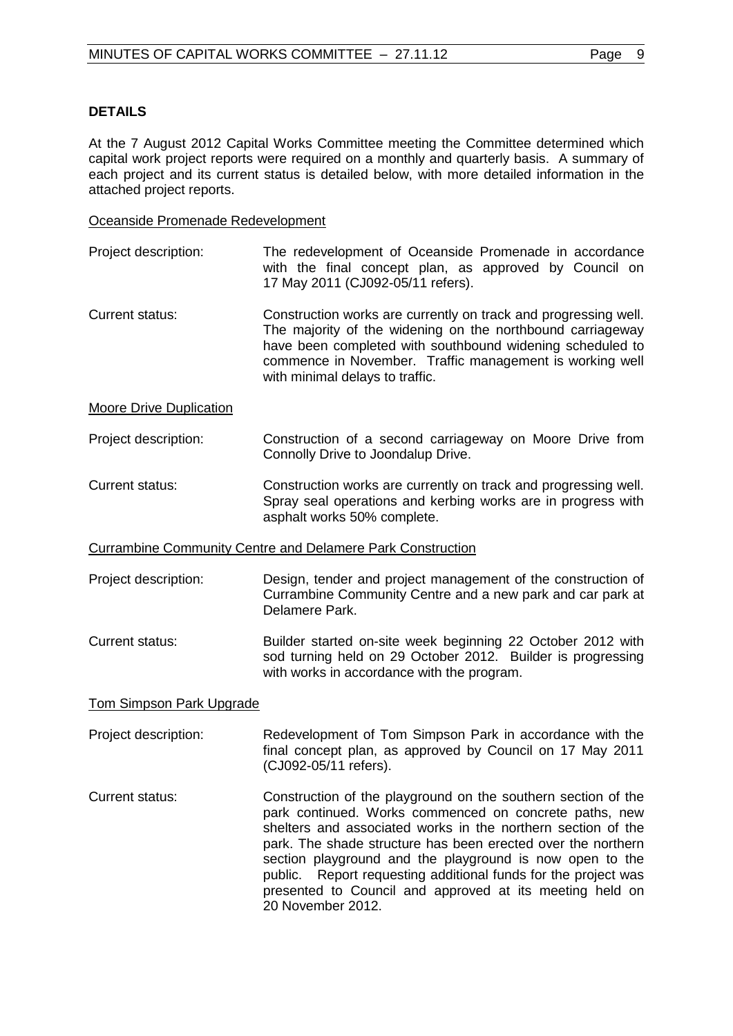**DETAILS**

At the 7 August 2012 Capital Works Committee meeting the Committee determined which capital work project reports were required on a monthly and quarterly basis. A summary of each project and its current status is detailed below, with more detailed information in the attached project reports.

Oceanside Promenade Redevelopment

Project description: The redevelopment of Oceanside Promenade in accordance with the final concept plan, as approved by Council on 17 May 2011 (CJ092-05/11 refers).

Current status: Construction works are currently on track and progressing well. The majority of the widening on the northbound carriageway have been completed with southbound widening scheduled to commence in November. Traffic management is working well with minimal delays to traffic.

Moore Drive Duplication

Project description: Construction of a second carriageway on Moore Drive from Connolly Drive to Joondalup Drive.

Current status: Construction works are currently on track and progressing well. Spray seal operations and kerbing works are in progress with asphalt works 50% complete.

Currambine Community Centre and Delamere Park Construction

Project description: Design, tender and project management of the construction of Currambine Community Centre and a new park and car park at Delamere Park.

Current status: Builder started on-site week beginning 22 October 2012 with sod turning held on 29 October 2012. Builder is progressing with works in accordance with the program.

Tom Simpson Park Upgrade

Project description: Redevelopment of Tom Simpson Park in accordance with the final concept plan, as approved by Council on 17 May 2011 (CJ092-05/11 refers).

Current status: Construction of the playground on the southern section of the park continued. Works commenced on concrete paths, new shelters and associated works in the northern section of the park. The shade structure has been erected over the northern section playground and the playground is now open to the public. Report requesting additional funds for the project was presented to Council and approved at its meeting held on 20 November 2012.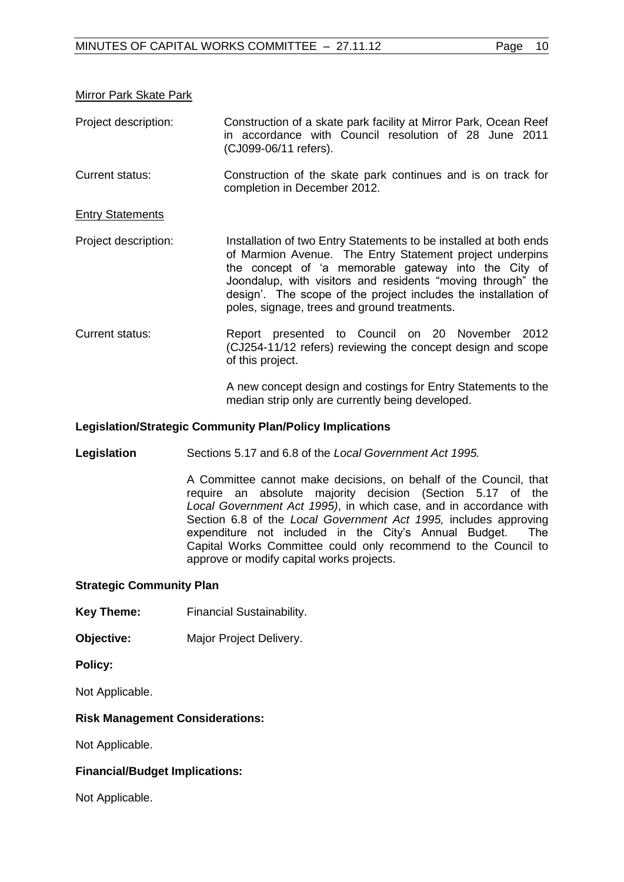Mirror Park Skate Park

Project description: Construction of a skate park facility at Mirror Park, Ocean Reef in accordance with Council resolution of 28 June 2011 (CJ099-06/11 refers).

Current status: Construction of the skate park continues and is on track for completion in December 2012.

Entry Statements

Project description: Installation of two Entry Statements to be installed at both ends of Marmion Avenue. The Entry Statement project underpins the concept of 'a memorable gateway into the City of Joondalup, with visitors and residents "moving through" the design'. The scope of the project includes the installation of poles, signage, trees and ground treatments.

Current status: Report presented to Council on 20 November 2012 (CJ254-11/12 refers) reviewing the concept design and scope of this project.

A new concept design and costings for Entry Statements to the median strip only are currently being developed.

**Legislation/Strategic Community Plan/Policy Implications**

**Legislation** Sections 5.17 and 6.8 of the *Local Government Act 1995.*

A Committee cannot make decisions, on behalf of the Council, that require an absolute majority decision (Section 5.17 of the *Local Government Act 1995)*, in which case, and in accordance with Section 6.8 of the *Local Government Act 1995,* includes approving expenditure not included in the City's Annual Budget. The Capital Works Committee could only recommend to the Council to approve or modify capital works projects.

**Strategic Community Plan**

**Key Theme:** Financial Sustainability.

**Objective:** Major Project Delivery.

**Policy:**

Not Applicable.

**Risk Management Considerations:**

Not Applicable.

**Financial/Budget Implications:**

Not Applicable.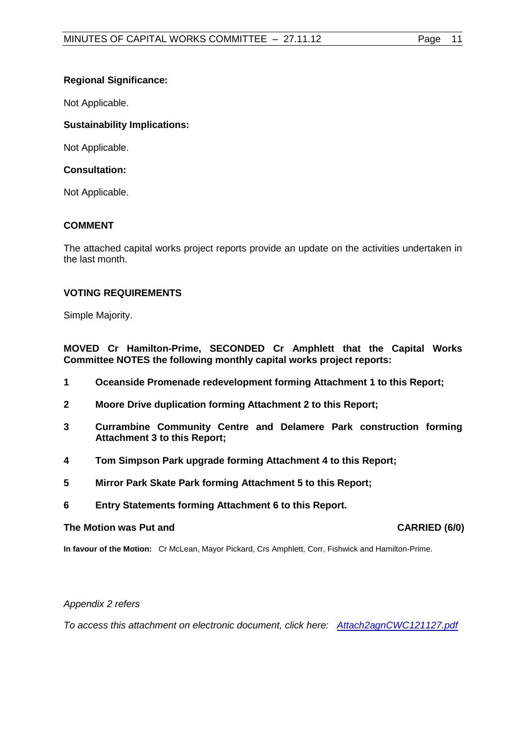**Regional Significance:**

Not Applicable.

**Sustainability Implications:**

Not Applicable.

**Consultation:**

Not Applicable.

## COMMENT

The attached capital works project reports provide an update on the activities undertaken in the last month.

## VOTING REQUIREMENTS

Simple Majority.

**MOVED Cr Hamilton-Prime, SECONDED Cr Amphlett that the Capital Works Committee NOTES the following monthly capital works project reports:**

1. **Oceanside Promenade redevelopment forming Attachment 1 to this Report;**
2. **Moore Drive duplication forming Attachment 2 to this Report;**
3. **Currambine Community Centre and Delamere Park construction forming Attachment 3 to this Report;**
4. **Tom Simpson Park upgrade forming Attachment 4 to this Report;**
5. **Mirror Park Skate Park forming Attachment 5 to this Report;**
6. **Entry Statements forming Attachment 6 to this Report.**

**The Motion was Put and CARRIED (6/0)**

**In favour of the Motion:** Cr McLean, Mayor Pickard, Crs Amphlett, Corr, Fishwick and Hamilton-Prime.

*Appendix 2 refers*

*To access this attachment on electronic document, click here: [Attach2agnCWC121127.pdf](Attach2agnCWC121127.pdf)*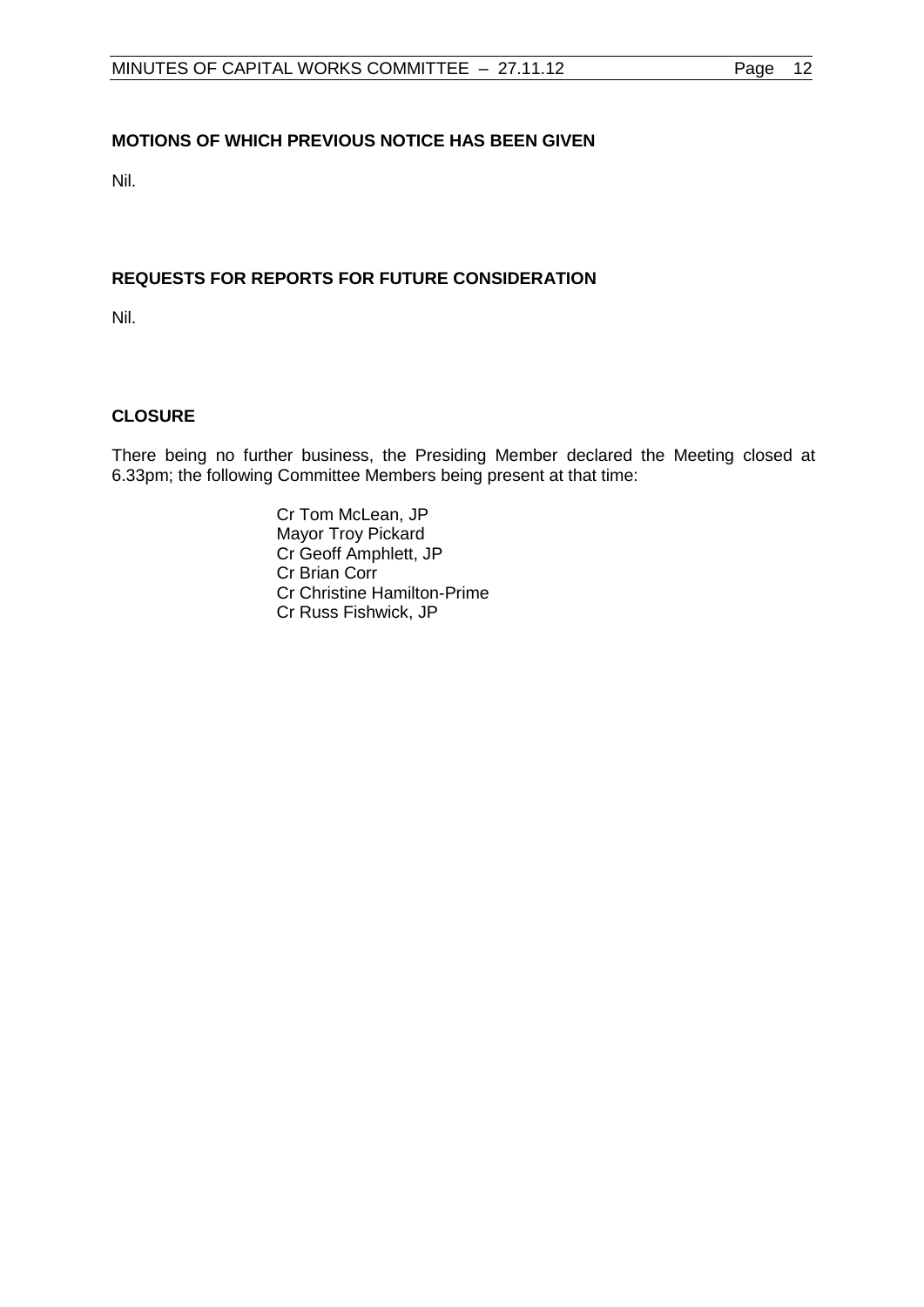## MOTIONS OF WHICH PREVIOUS NOTICE HAS BEEN GIVEN

Nil.

## REQUESTS FOR REPORTS FOR FUTURE CONSIDERATION

Nil.

## CLOSURE

There being no further business, the Presiding Member declared the Meeting closed at 6.33pm; the following Committee Members being present at that time:

Cr Tom McLean, JP
Mayor Troy Pickard
Cr Geoff Amphlett, JP
Cr Brian Corr
Cr Christine Hamilton-Prime
Cr Russ Fishwick, JP